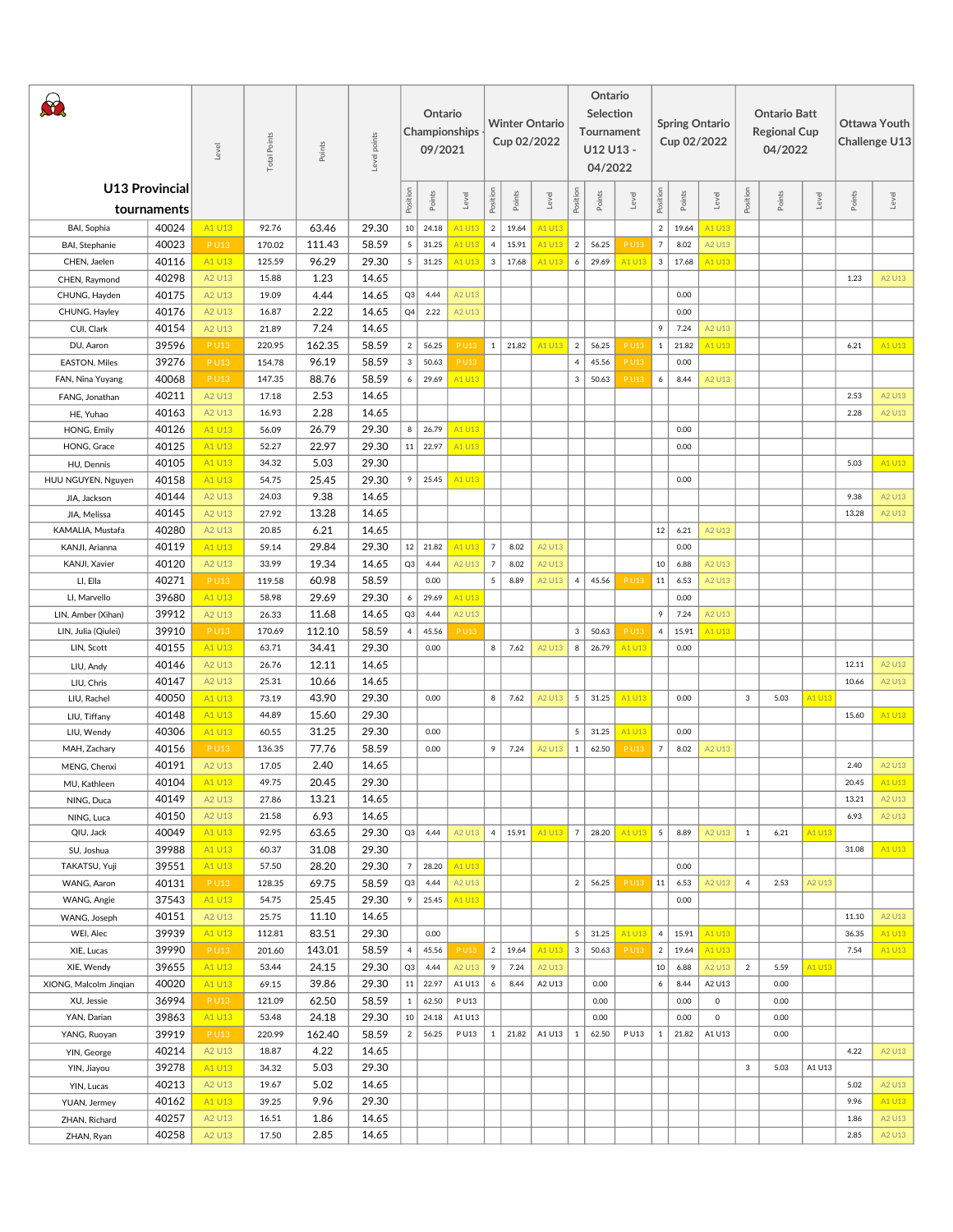| U13 Provincial tournaments | | Level | Total Points | Points | Level points | Ontario Championships 09/2021 | | | Winter Ontario Cup 02/2022 | | | Ontario Selection Tournament U12 U13 - 04/2022 | | | Spring Ontario Cup 02/2022 | | | Ontario Batt Regional Cup 04/2022 | | | Ottawa Youth Challenge U13 | |
|---|---|---|---|---|---|---|---|---|---|---|---|---|---|---|---|---|---|---|---|---|---|---|
| | | | | | | Position | Points | Level | Position | Points | Level | Position | Points | Level | Position | Points | Level | Position | Points | Level | Points | Level |
| BAI, Sophia | 40024 | A1 U13 | 92.76 | 63.46 | 29.30 | 10 | 24.18 | A1 U13 | 2 | 19.64 | A1 U13 | | | | 2 | 19.64 | A1 U13 | | | | | |
| BAI, Stephanie | 40023 | P U13 | 170.02 | 111.43 | 58.59 | 5 | 31.25 | A1 U13 | 4 | 15.91 | A1 U13 | 2 | 56.25 | P U13 | 7 | 8.02 | A2 U13 | | | | | |
| CHEN, Jaelen | 40116 | A1 U13 | 125.59 | 96.29 | 29.30 | 5 | 31.25 | A1 U13 | 3 | 17.68 | A1 U13 | 6 | 29.69 | A1 U13 | 3 | 17.68 | A1 U13 | | | | | |
| CHEN, Raymond | 40298 | A2 U13 | 15.88 | 1.23 | 14.65 | | | | | | | | | | | | | | | | 1.23 | A2 U13 |
| CHUNG, Hayden | 40175 | A2 U13 | 19.09 | 4.44 | 14.65 | Q3 | 4.44 | A2 U13 | | | | | | | | 0.00 | | | | | | |
| CHUNG, Hayley | 40176 | A2 U13 | 16.87 | 2.22 | 14.65 | Q4 | 2.22 | A2 U13 | | | | | | | | 0.00 | | | | | | |
| CUI, Clark | 40154 | A2 U13 | 21.89 | 7.24 | 14.65 | | | | | | | | | | 9 | 7.24 | A2 U13 | | | | | |
| DU, Aaron | 39596 | P U13 | 220.95 | 162.35 | 58.59 | 2 | 56.25 | P U13 | 1 | 21.82 | A1 U13 | 2 | 56.25 | P U13 | 1 | 21.82 | A1 U13 | | | | 6.21 | A1 U13 |
| EASTON, Miles | 39276 | P U13 | 154.78 | 96.19 | 58.59 | 3 | 50.63 | P U13 | | | | 4 | 45.56 | P U13 | | 0.00 | | | | | | |
| FAN, Nina Yuyang | 40068 | P U13 | 147.35 | 88.76 | 58.59 | 6 | 29.69 | A1 U13 | | | | 3 | 50.63 | P U13 | 6 | 8.44 | A2 U13 | | | | | |
| FANG, Jonathan | 40211 | A2 U13 | 17.18 | 2.53 | 14.65 | | | | | | | | | | | | | | | | 2.53 | A2 U13 |
| HE, Yuhao | 40163 | A2 U13 | 16.93 | 2.28 | 14.65 | | | | | | | | | | | | | | | | 2.28 | A2 U13 |
| HONG, Emily | 40126 | A1 U13 | 56.09 | 26.79 | 29.30 | 8 | 26.79 | A1 U13 | | | | | | | | 0.00 | | | | | | |
| HONG, Grace | 40125 | A1 U13 | 52.27 | 22.97 | 29.30 | 11 | 22.97 | A1 U13 | | | | | | | | 0.00 | | | | | | |
| HU, Dennis | 40105 | A1 U13 | 34.32 | 5.03 | 29.30 | | | | | | | | | | | | | | | | 5.03 | A1 U13 |
| HUU NGUYEN, Nguyen | 40158 | A1 U13 | 54.75 | 25.45 | 29.30 | 9 | 25.45 | A1 U13 | | | | | | | | 0.00 | | | | | | |
| JIA, Jackson | 40144 | A2 U13 | 24.03 | 9.38 | 14.65 | | | | | | | | | | | | | | | | 9.38 | A2 U13 |
| JIA, Melissa | 40145 | A2 U13 | 27.92 | 13.28 | 14.65 | | | | | | | | | | | | | | | | 13.28 | A2 U13 |
| KAMALIA, Mustafa | 40280 | A2 U13 | 20.85 | 6.21 | 14.65 | | | | | | | | | | 12 | 6.21 | A2 U13 | | | | | |
| KANJI, Arianna | 40119 | A1 U13 | 59.14 | 29.84 | 29.30 | 12 | 21.82 | A1 U13 | 7 | 8.02 | A2 U13 | | | | | 0.00 | | | | | | |
| KANJI, Xavier | 40120 | A2 U13 | 33.99 | 19.34 | 14.65 | Q3 | 4.44 | A2 U13 | 7 | 8.02 | A2 U13 | | | | 10 | 6.88 | A2 U13 | | | | | |
| LI, Ella | 40271 | P U13 | 119.58 | 60.98 | 58.59 | | 0.00 | | 5 | 8.89 | A2 U13 | 4 | 45.56 | P U13 | 11 | 6.53 | A2 U13 | | | | | |
| LI, Marvello | 39680 | A1 U13 | 58.98 | 29.69 | 29.30 | 6 | 29.69 | A1 U13 | | | | | | | | 0.00 | | | | | | |
| LIN, Amber (Xihan) | 39912 | A2 U13 | 26.33 | 11.68 | 14.65 | Q3 | 4.44 | A2 U13 | | | | | | | 9 | 7.24 | A2 U13 | | | | | |
| LIN, Julia (Qiulei) | 39910 | P U13 | 170.69 | 112.10 | 58.59 | 4 | 45.56 | P U13 | | | | 3 | 50.63 | P U13 | 4 | 15.91 | A1 U13 | | | | | |
| LIN, Scott | 40155 | A1 U13 | 63.71 | 34.41 | 29.30 | | 0.00 | | 8 | 7.62 | A2 U13 | 8 | 26.79 | A1 U13 | | 0.00 | | | | | | |
| LIU, Andy | 40146 | A2 U13 | 26.76 | 12.11 | 14.65 | | | | | | | | | | | | | | | | 12.11 | A2 U13 |
| LIU, Chris | 40147 | A2 U13 | 25.31 | 10.66 | 14.65 | | | | | | | | | | | | | | | | 10.66 | A2 U13 |
| LIU, Rachel | 40050 | A1 U13 | 73.19 | 43.90 | 29.30 | | 0.00 | | 8 | 7.62 | A2 U13 | 5 | 31.25 | A1 U13 | | 0.00 | | 3 | 5.03 | A1 U13 | | |
| LIU, Tiffany | 40148 | A1 U13 | 44.89 | 15.60 | 29.30 | | | | | | | | | | | | | | | | 15.60 | A1 U13 |
| LIU, Wendy | 40306 | A1 U13 | 60.55 | 31.25 | 29.30 | | 0.00 | | | | | 5 | 31.25 | A1 U13 | | 0.00 | | | | | | |
| MAH, Zachary | 40156 | P U13 | 136.35 | 77.76 | 58.59 | | 0.00 | | 9 | 7.24 | A2 U13 | 1 | 62.50 | P U13 | 7 | 8.02 | A2 U13 | | | | | |
| MENG, Chenxi | 40191 | A2 U13 | 17.05 | 2.40 | 14.65 | | | | | | | | | | | | | | | | 2.40 | A2 U13 |
| MU, Kathleen | 40104 | A1 U13 | 49.75 | 20.45 | 29.30 | | | | | | | | | | | | | | | | 20.45 | A1 U13 |
| NING, Duca | 40149 | A2 U13 | 27.86 | 13.21 | 14.65 | | | | | | | | | | | | | | | | 13.21 | A2 U13 |
| NING, Luca | 40150 | A2 U13 | 21.58 | 6.93 | 14.65 | | | | | | | | | | | | | | | | 6.93 | A2 U13 |
| QIU, Jack | 40049 | A1 U13 | 92.95 | 63.65 | 29.30 | Q3 | 4.44 | A2 U13 | 4 | 15.91 | A1 U13 | 7 | 28.20 | A1 U13 | 5 | 8.89 | A2 U13 | 1 | 6.21 | A1 U13 | | |
| SU, Joshua | 39988 | A1 U13 | 60.37 | 31.08 | 29.30 | | | | | | | | | | | | | | | | 31.08 | A1 U13 |
| TAKATSU, Yuji | 39551 | A1 U13 | 57.50 | 28.20 | 29.30 | 7 | 28.20 | A1 U13 | | | | | | | | 0.00 | | | | | | |
| WANG, Aaron | 40131 | P U13 | 128.35 | 69.75 | 58.59 | Q3 | 4.44 | A2 U13 | | | | 2 | 56.25 | P U13 | 11 | 6.53 | A2 U13 | 4 | 2.53 | A2 U13 | | |
| WANG, Angie | 37543 | A1 U13 | 54.75 | 25.45 | 29.30 | 9 | 25.45 | A1 U13 | | | | | | | | 0.00 | | | | | | |
| WANG, Joseph | 40151 | A2 U13 | 25.75 | 11.10 | 14.65 | | | | | | | | | | | | | | | | 11.10 | A2 U13 |
| WEI, Alec | 39939 | A1 U13 | 112.81 | 83.51 | 29.30 | | 0.00 | | | | | 5 | 31.25 | A1 U13 | 4 | 15.91 | A1 U13 | | | | 36.35 | A1 U13 |
| XIE, Lucas | 39990 | P U13 | 201.60 | 143.01 | 58.59 | 4 | 45.56 | P U13 | 2 | 19.64 | A1 U13 | 3 | 50.63 | P U13 | 2 | 19.64 | A1 U13 | | | | 7.54 | A1 U13 |
| XIE, Wendy | 39655 | A1 U13 | 53.44 | 24.15 | 29.30 | Q3 | 4.44 | A2 U13 | 9 | 7.24 | A2 U13 | | | | 10 | 6.88 | A2 U13 | 2 | 5.59 | A1 U13 | | |
| XIONG, Malcolm Jinqian | 40020 | A1 U13 | 69.15 | 39.86 | 29.30 | 11 | 22.97 | A1 U13 | 6 | 8.44 | A2 U13 | | 0.00 | | 6 | 8.44 | A2 U13 | | 0.00 | | | |
| XU, Jessie | 36994 | P U13 | 121.09 | 62.50 | 58.59 | 1 | 62.50 | P U13 | | | | | 0.00 | | | 0.00 | 0 | | 0.00 | | | |
| YAN, Darian | 39863 | A1 U13 | 53.48 | 24.18 | 29.30 | 10 | 24.18 | A1 U13 | | | | | 0.00 | | | 0.00 | 0 | | 0.00 | | | |
| YANG, Ruoyan | 39919 | P U13 | 220.99 | 162.40 | 58.59 | 2 | 56.25 | P U13 | 1 | 21.82 | A1 U13 | 1 | 62.50 | P U13 | 1 | 21.82 | A1 U13 | | 0.00 | | | |
| YIN, George | 40214 | A2 U13 | 18.87 | 4.22 | 14.65 | | | | | | | | | | | | | | | | 4.22 | A2 U13 |
| YIN, Jiayou | 39278 | A1 U13 | 34.32 | 5.03 | 29.30 | | | | | | | | | | | | | 3 | 5.03 | A1 U13 | | |
| YIN, Lucas | 40213 | A2 U13 | 19.67 | 5.02 | 14.65 | | | | | | | | | | | | | | | | 5.02 | A2 U13 |
| YUAN, Jermey | 40162 | A1 U13 | 39.25 | 9.96 | 29.30 | | | | | | | | | | | | | | | | 9.96 | A1 U13 |
| ZHAN, Richard | 40257 | A2 U13 | 16.51 | 1.86 | 14.65 | | | | | | | | | | | | | | | | 1.86 | A2 U13 |
| ZHAN, Ryan | 40258 | A2 U13 | 17.50 | 2.85 | 14.65 | | | | | | | | | | | | | | | | 2.85 | A2 U13 |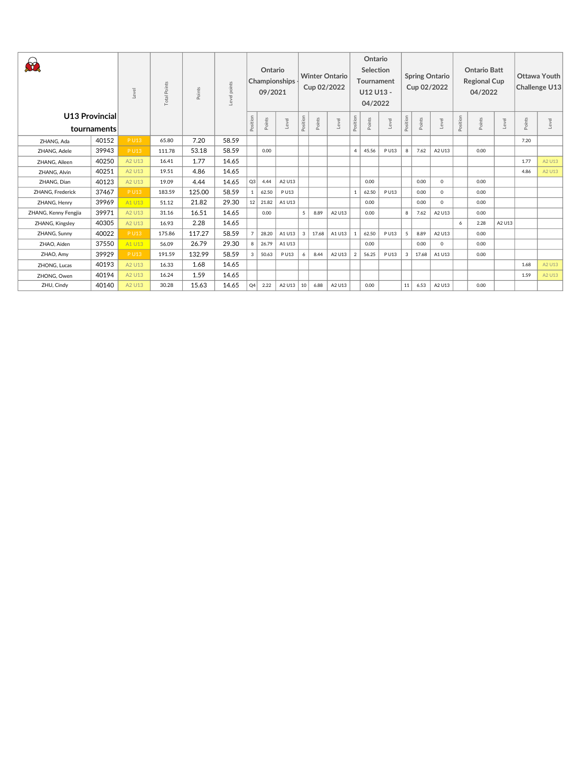| U13 Provincial tournaments | | Level | Total Points | Points | Level points | Ontario Championships 09/2021 | | | Winter Ontario Cup 02/2022 | | | Ontario Selection Tournament U12 U13 - 04/2022 | | | Spring Ontario Cup 02/2022 | | | Ontario Batt Regional Cup 04/2022 | | | Ottawa Youth Challenge U13 | |
|---|---|---|---|---|---|---|---|---|---|---|---|---|---|---|---|---|---|---|---|---|---|---|
| | | | | | | Position | Points | Level | Position | Points | Level | Position | Points | Level | Position | Points | Level | Position | Points | Level | Points | Level |
| ZHANG, Ada | 40152 | P U13 | 65.80 | 7.20 | 58.59 | | | | | | | | | | | | | | | | 7.20 | |
| ZHANG, Adele | 39943 | P U13 | 111.78 | 53.18 | 58.59 | | 0.00 | | | | | 4 | 45.56 | P U13 | 8 | 7.62 | A2 U13 | | 0.00 | | | |
| ZHANG, Aileen | 40250 | A2 U13 | 16.41 | 1.77 | 14.65 | | | | | | | | | | | | | | | | 1.77 | A2 U13 |
| ZHANG, Alvin | 40251 | A2 U13 | 19.51 | 4.86 | 14.65 | | | | | | | | | | | | | | | | 4.86 | A2 U13 |
| ZHANG, Dian | 40123 | A2 U13 | 19.09 | 4.44 | 14.65 | Q3 | 4.44 | A2 U13 | | | | | 0.00 | | | 0.00 | 0 | | 0.00 | | | |
| ZHANG, Frederick | 37467 | P U13 | 183.59 | 125.00 | 58.59 | 1 | 62.50 | P U13 | | | | 1 | 62.50 | P U13 | | 0.00 | 0 | | 0.00 | | | |
| ZHANG, Henry | 39969 | A1 U13 | 51.12 | 21.82 | 29.30 | 12 | 21.82 | A1 U13 | | | | | 0.00 | | | 0.00 | 0 | | 0.00 | | | |
| ZHANG, Kenny Fengjia | 39971 | A2 U13 | 31.16 | 16.51 | 14.65 | | 0.00 | | 5 | 8.89 | A2 U13 | | 0.00 | | 8 | 7.62 | A2 U13 | | 0.00 | | | |
| ZHANG, Kingsley | 40305 | A2 U13 | 16.93 | 2.28 | 14.65 | | | | | | | | | | | | | 6 | 2.28 | A2 U13 | | |
| ZHANG, Sunny | 40022 | P U13 | 175.86 | 117.27 | 58.59 | 7 | 28.20 | A1 U13 | 3 | 17.68 | A1 U13 | 1 | 62.50 | P U13 | 5 | 8.89 | A2 U13 | | 0.00 | | | |
| ZHAO, Aiden | 37550 | A1 U13 | 56.09 | 26.79 | 29.30 | 8 | 26.79 | A1 U13 | | | | | 0.00 | | | 0.00 | 0 | | 0.00 | | | |
| ZHAO, Amy | 39929 | P U13 | 191.59 | 132.99 | 58.59 | 3 | 50.63 | P U13 | 6 | 8.44 | A2 U13 | 2 | 56.25 | P U13 | 3 | 17.68 | A1 U13 | | 0.00 | | | |
| ZHONG, Lucas | 40193 | A2 U13 | 16.33 | 1.68 | 14.65 | | | | | | | | | | | | | | | | 1.68 | A2 U13 |
| ZHONG, Owen | 40194 | A2 U13 | 16.24 | 1.59 | 14.65 | | | | | | | | | | | | | | | | 1.59 | A2 U13 |
| ZHU, Cindy | 40140 | A2 U13 | 30.28 | 15.63 | 14.65 | Q4 | 2.22 | A2 U13 | 10 | 6.88 | A2 U13 | | 0.00 | | 11 | 6.53 | A2 U13 | | 0.00 | | | |